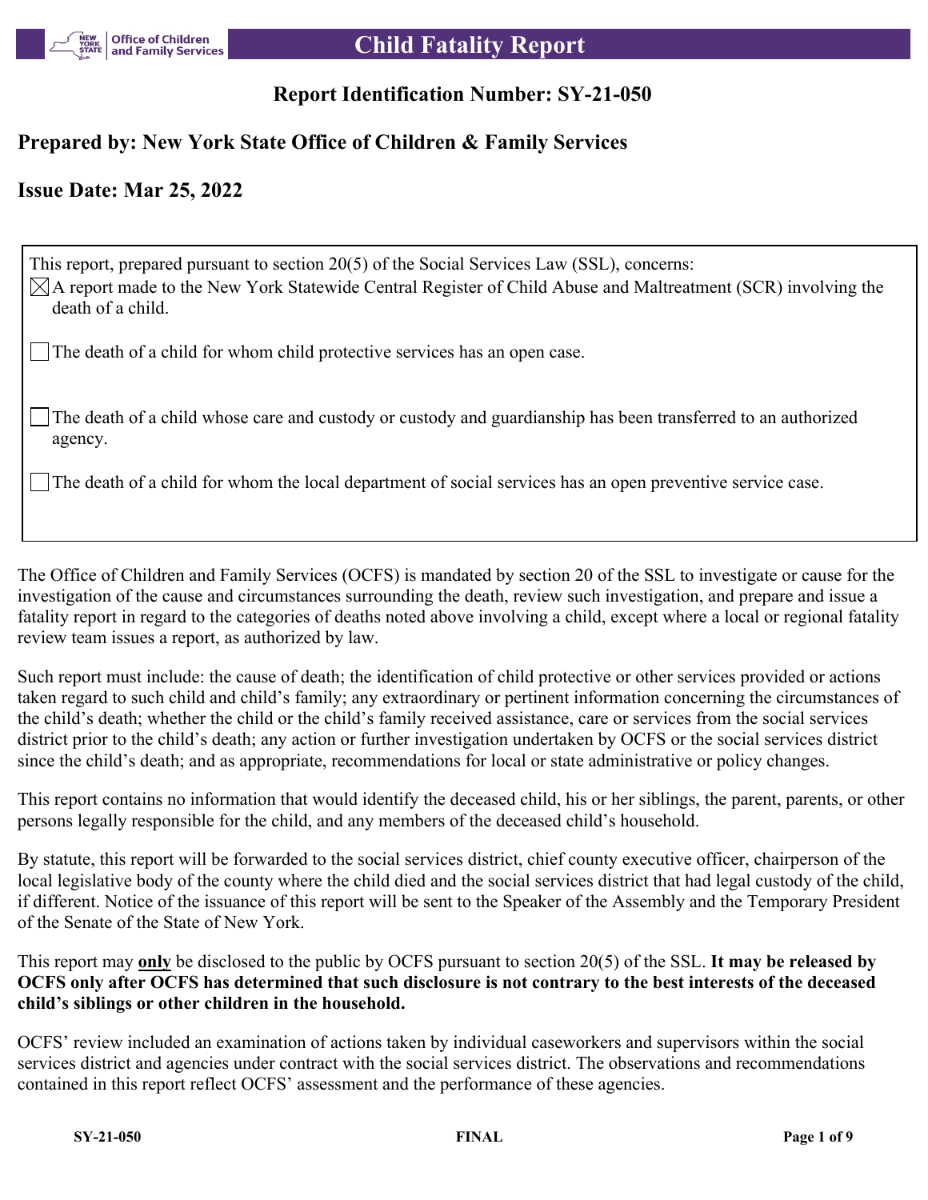# Child Fatality Report

## Report Identification Number: SY-21-050

## Prepared by: New York State Office of Children & Family Services

## Issue Date: Mar 25, 2022

This report, prepared pursuant to section 20(5) of the Social Services Law (SSL), concerns:

- [x] A report made to the New York Statewide Central Register of Child Abuse and Maltreatment (SCR) involving the death of a child.
- [ ] The death of a child for whom child protective services has an open case.
- [ ] The death of a child whose care and custody or custody and guardianship has been transferred to an authorized agency.
- [ ] The death of a child for whom the local department of social services has an open preventive service case.

The Office of Children and Family Services (OCFS) is mandated by section 20 of the SSL to investigate or cause for the investigation of the cause and circumstances surrounding the death, review such investigation, and prepare and issue a fatality report in regard to the categories of deaths noted above involving a child, except where a local or regional fatality review team issues a report, as authorized by law.

Such report must include: the cause of death; the identification of child protective or other services provided or actions taken regard to such child and child's family; any extraordinary or pertinent information concerning the circumstances of the child's death; whether the child or the child's family received assistance, care or services from the social services district prior to the child's death; any action or further investigation undertaken by OCFS or the social services district since the child's death; and as appropriate, recommendations for local or state administrative or policy changes.

This report contains no information that would identify the deceased child, his or her siblings, the parent, parents, or other persons legally responsible for the child, and any members of the deceased child's household.

By statute, this report will be forwarded to the social services district, chief county executive officer, chairperson of the local legislative body of the county where the child died and the social services district that had legal custody of the child, if different. Notice of the issuance of this report will be sent to the Speaker of the Assembly and the Temporary President of the Senate of the State of New York.

This report may **only** be disclosed to the public by OCFS pursuant to section 20(5) of the SSL. **It may be released by OCFS only after OCFS has determined that such disclosure is not contrary to the best interests of the deceased child's siblings or other children in the household.**

OCFS' review included an examination of actions taken by individual caseworkers and supervisors within the social services district and agencies under contract with the social services district. The observations and recommendations contained in this report reflect OCFS' assessment and the performance of these agencies.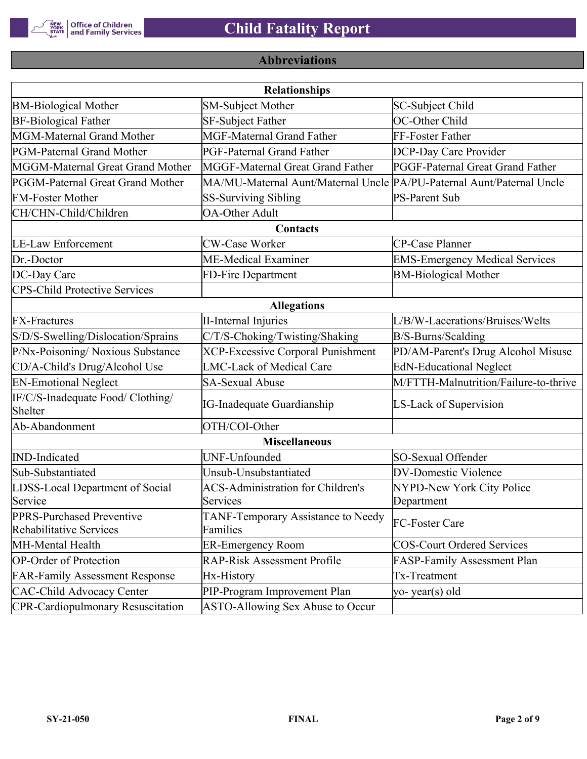## Abbreviations

| Relationships | | |
|---|---|---|
| BM-Biological Mother | SM-Subject Mother | SC-Subject Child |
| BF-Biological Father | SF-Subject Father | OC-Other Child |
| MGM-Maternal Grand Mother | MGF-Maternal Grand Father | FF-Foster Father |
| PGM-Paternal Grand Mother | PGF-Paternal Grand Father | DCP-Day Care Provider |
| MGGM-Maternal Great Grand Mother | MGGF-Maternal Great Grand Father | PGGF-Paternal Great Grand Father |
| PGGM-Paternal Great Grand Mother | MA/MU-Maternal Aunt/Maternal Uncle | PA/PU-Paternal Aunt/Paternal Uncle |
| FM-Foster Mother | SS-Surviving Sibling | PS-Parent Sub |
| CH/CHN-Child/Children | OA-Other Adult | |
| **Contacts** | | |
| LE-Law Enforcement | CW-Case Worker | CP-Case Planner |
| Dr.-Doctor | ME-Medical Examiner | EMS-Emergency Medical Services |
| DC-Day Care | FD-Fire Department | BM-Biological Mother |
| CPS-Child Protective Services | | |
| **Allegations** | | |
| FX-Fractures | II-Internal Injuries | L/B/W-Lacerations/Bruises/Welts |
| S/D/S-Swelling/Dislocation/Sprains | C/T/S-Choking/Twisting/Shaking | B/S-Burns/Scalding |
| P/Nx-Poisoning/ Noxious Substance | XCP-Excessive Corporal Punishment | PD/AM-Parent's Drug Alcohol Misuse |
| CD/A-Child's Drug/Alcohol Use | LMC-Lack of Medical Care | EdN-Educational Neglect |
| EN-Emotional Neglect | SA-Sexual Abuse | M/FTTH-Malnutrition/Failure-to-thrive |
| IF/C/S-Inadequate Food/ Clothing/ Shelter | IG-Inadequate Guardianship | LS-Lack of Supervision |
| Ab-Abandonment | OTH/COI-Other | |
| **Miscellaneous** | | |
| IND-Indicated | UNF-Unfounded | SO-Sexual Offender |
| Sub-Substantiated | Unsub-Unsubstantiated | DV-Domestic Violence |
| LDSS-Local Department of Social Service | ACS-Administration for Children's Services | NYPD-New York City Police Department |
| PPRS-Purchased Preventive Rehabilitative Services | TANF-Temporary Assistance to Needy Families | FC-Foster Care |
| MH-Mental Health | ER-Emergency Room | COS-Court Ordered Services |
| OP-Order of Protection | RAP-Risk Assessment Profile | FASP-Family Assessment Plan |
| FAR-Family Assessment Response | Hx-History | Tx-Treatment |
| CAC-Child Advocacy Center | PIP-Program Improvement Plan | yo- year(s) old |
| CPR-Cardiopulmonary Resuscitation | ASTO-Allowing Sex Abuse to Occur | |

SY-21-050 FINAL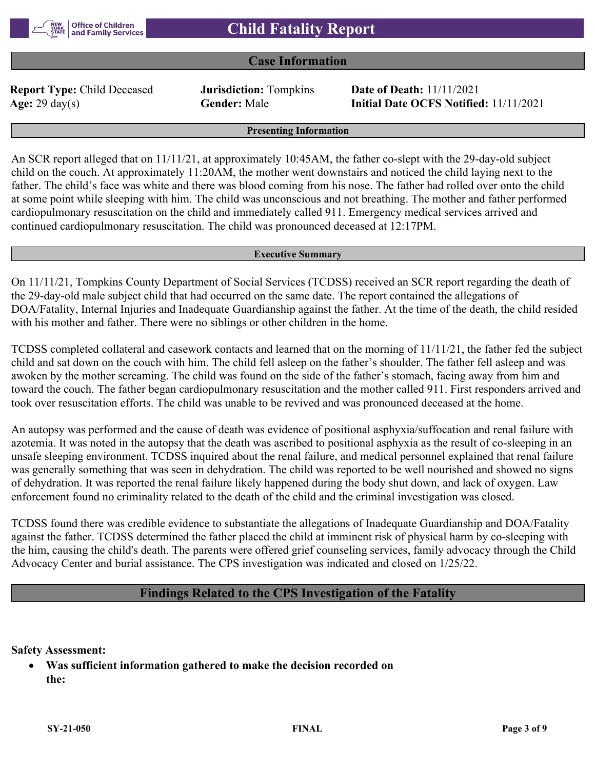# Child Fatality Report

## Case Information

**Report Type:** Child Deceased
**Jurisdiction:** Tompkins
**Date of Death:** 11/11/2021
**Age:** 29 day(s)
**Gender:** Male
**Initial Date OCFS Notified:** 11/11/2021

### Presenting Information

An SCR report alleged that on 11/11/21, at approximately 10:45AM, the father co-slept with the 29-day-old subject child on the couch. At approximately 11:20AM, the mother went downstairs and noticed the child laying next to the father. The child's face was white and there was blood coming from his nose. The father had rolled over onto the child at some point while sleeping with him. The child was unconscious and not breathing. The mother and father performed cardiopulmonary resuscitation on the child and immediately called 911. Emergency medical services arrived and continued cardiopulmonary resuscitation. The child was pronounced deceased at 12:17PM.

### Executive Summary

On 11/11/21, Tompkins County Department of Social Services (TCDSS) received an SCR report regarding the death of the 29-day-old male subject child that had occurred on the same date. The report contained the allegations of DOA/Fatality, Internal Injuries and Inadequate Guardianship against the father. At the time of the death, the child resided with his mother and father. There were no siblings or other children in the home.

TCDSS completed collateral and casework contacts and learned that on the morning of 11/11/21, the father fed the subject child and sat down on the couch with him. The child fell asleep on the father's shoulder. The father fell asleep and was awoken by the mother screaming. The child was found on the side of the father's stomach, facing away from him and toward the couch. The father began cardiopulmonary resuscitation and the mother called 911. First responders arrived and took over resuscitation efforts. The child was unable to be revived and was pronounced deceased at the home.

An autopsy was performed and the cause of death was evidence of positional asphyxia/suffocation and renal failure with azotemia. It was noted in the autopsy that the death was ascribed to positional asphyxia as the result of co-sleeping in an unsafe sleeping environment. TCDSS inquired about the renal failure, and medical personnel explained that renal failure was generally something that was seen in dehydration. The child was reported to be well nourished and showed no signs of dehydration. It was reported the renal failure likely happened during the body shut down, and lack of oxygen. Law enforcement found no criminality related to the death of the child and the criminal investigation was closed.

TCDSS found there was credible evidence to substantiate the allegations of Inadequate Guardianship and DOA/Fatality against the father. TCDSS determined the father placed the child at imminent risk of physical harm by co-sleeping with the him, causing the child's death. The parents were offered grief counseling services, family advocacy through the Child Advocacy Center and burial assistance. The CPS investigation was indicated and closed on 1/25/22.

## Findings Related to the CPS Investigation of the Fatality

**Safety Assessment:**

- **Was sufficient information gathered to make the decision recorded on the:**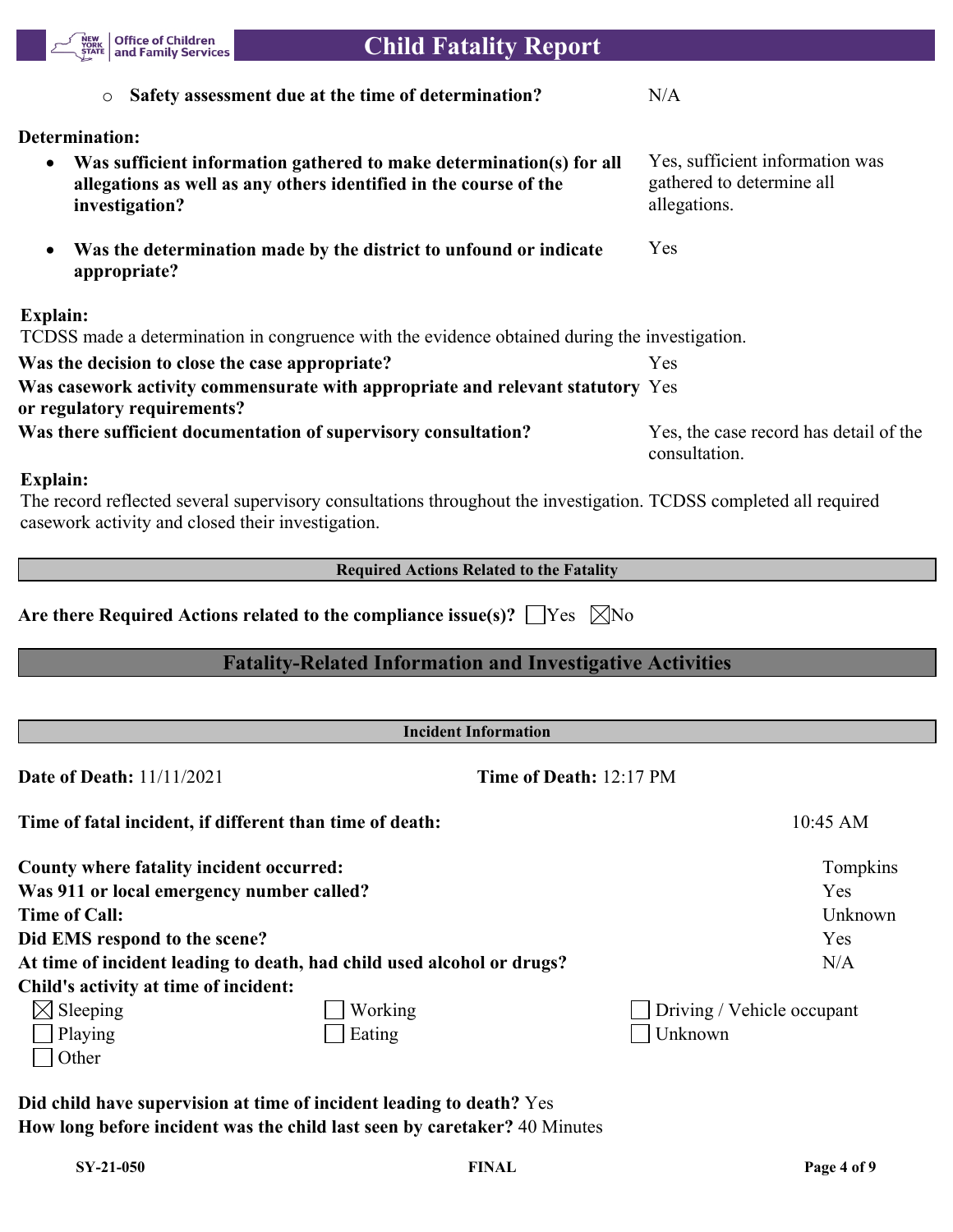- Safety assessment due at the time of determination? N/A

**Determination:**

- **Was sufficient information gathered to make determination(s) for all allegations as well as any others identified in the course of the investigation?** Yes, sufficient information was gathered to determine all allegations.
- **Was the determination made by the district to unfound or indicate appropriate?** Yes

**Explain:**
TCDSS made a determination in congruence with the evidence obtained during the investigation.

**Was the decision to close the case appropriate?** Yes
**Was casework activity commensurate with appropriate and relevant statutory or regulatory requirements?** Yes
**Was there sufficient documentation of supervisory consultation?** Yes, the case record has detail of the consultation.

**Explain:**
The record reflected several supervisory consultations throughout the investigation. TCDSS completed all required casework activity and closed their investigation.

### Required Actions Related to the Fatality

**Are there Required Actions related to the compliance issue(s)?** ☐ Yes ☒ No

## Fatality-Related Information and Investigative Activities

### Incident Information

**Date of Death:** 11/11/2021 **Time of Death:** 12:17 PM

**Time of fatal incident, if different than time of death:** 10:45 AM

**County where fatality incident occurred:** Tompkins
**Was 911 or local emergency number called?** Yes
**Time of Call:** Unknown
**Did EMS respond to the scene?** Yes
**At time of incident leading to death, had child used alcohol or drugs?** N/A
**Child's activity at time of incident:**

| | | |
|---|---|---|
| ☒ Sleeping | ☐ Working | ☐ Driving / Vehicle occupant |
| ☐ Playing | ☐ Eating | ☐ Unknown |
| ☐ Other | | |

**Did child have supervision at time of incident leading to death?** Yes
**How long before incident was the child last seen by caretaker?** 40 Minutes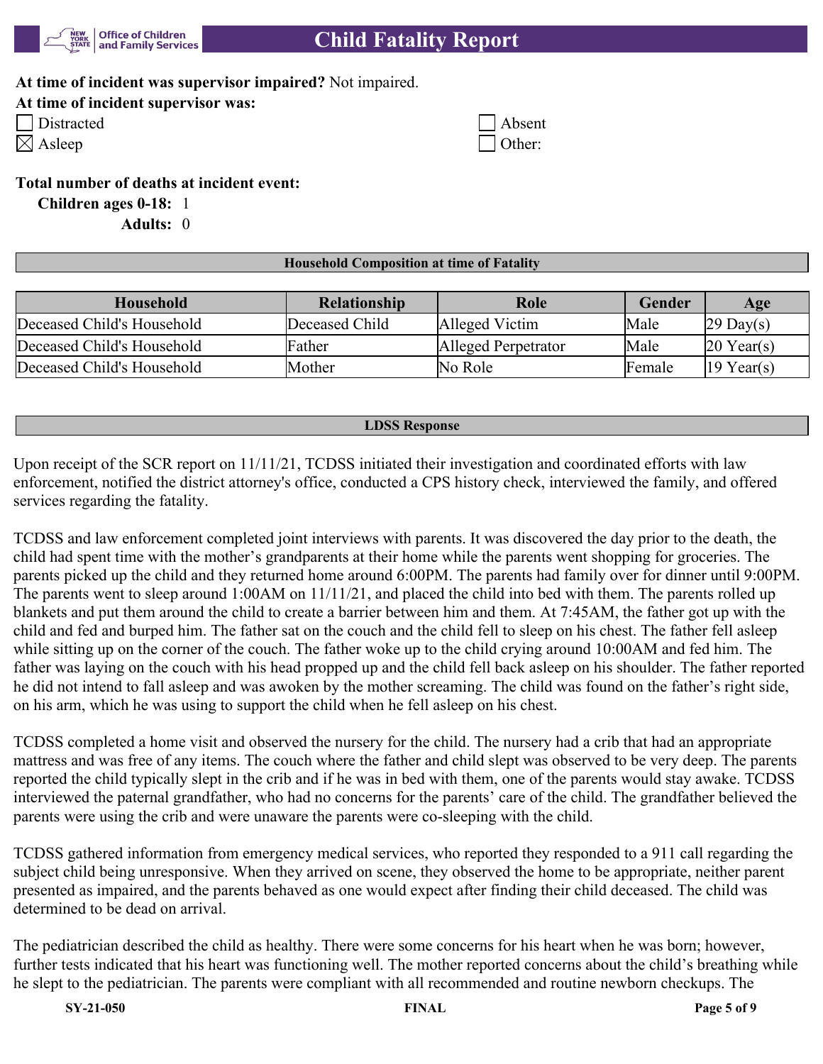**At time of incident was supervisor impaired?** Not impaired.

**At time of incident supervisor was:**

- [ ] Distracted
- [x] Asleep
- [ ] Absent
- [ ] Other:

**Total number of deaths at incident event:**

**Children ages 0-18:** 1

**Adults:** 0

## Household Composition at time of Fatality

| Household | Relationship | Role | Gender | Age |
|---|---|---|---|---|
| Deceased Child's Household | Deceased Child | Alleged Victim | Male | 29 Day(s) |
| Deceased Child's Household | Father | Alleged Perpetrator | Male | 20 Year(s) |
| Deceased Child's Household | Mother | No Role | Female | 19 Year(s) |

## LDSS Response

Upon receipt of the SCR report on 11/11/21, TCDSS initiated their investigation and coordinated efforts with law enforcement, notified the district attorney's office, conducted a CPS history check, interviewed the family, and offered services regarding the fatality.

TCDSS and law enforcement completed joint interviews with parents. It was discovered the day prior to the death, the child had spent time with the mother's grandparents at their home while the parents went shopping for groceries. The parents picked up the child and they returned home around 6:00PM. The parents had family over for dinner until 9:00PM. The parents went to sleep around 1:00AM on 11/11/21, and placed the child into bed with them. The parents rolled up blankets and put them around the child to create a barrier between him and them. At 7:45AM, the father got up with the child and fed and burped him. The father sat on the couch and the child fell to sleep on his chest. The father fell asleep while sitting up on the corner of the couch. The father woke up to the child crying around 10:00AM and fed him. The father was laying on the couch with his head propped up and the child fell back asleep on his shoulder. The father reported he did not intend to fall asleep and was awoken by the mother screaming. The child was found on the father's right side, on his arm, which he was using to support the child when he fell asleep on his chest.

TCDSS completed a home visit and observed the nursery for the child. The nursery had a crib that had an appropriate mattress and was free of any items. The couch where the father and child slept was observed to be very deep. The parents reported the child typically slept in the crib and if he was in bed with them, one of the parents would stay awake. TCDSS interviewed the paternal grandfather, who had no concerns for the parents' care of the child. The grandfather believed the parents were using the crib and were unaware the parents were co-sleeping with the child.

TCDSS gathered information from emergency medical services, who reported they responded to a 911 call regarding the subject child being unresponsive. When they arrived on scene, they observed the home to be appropriate, neither parent presented as impaired, and the parents behaved as one would expect after finding their child deceased. The child was determined to be dead on arrival.

The pediatrician described the child as healthy. There were some concerns for his heart when he was born; however, further tests indicated that his heart was functioning well. The mother reported concerns about the child's breathing while he slept to the pediatrician. The parents were compliant with all recommended and routine newborn checkups. The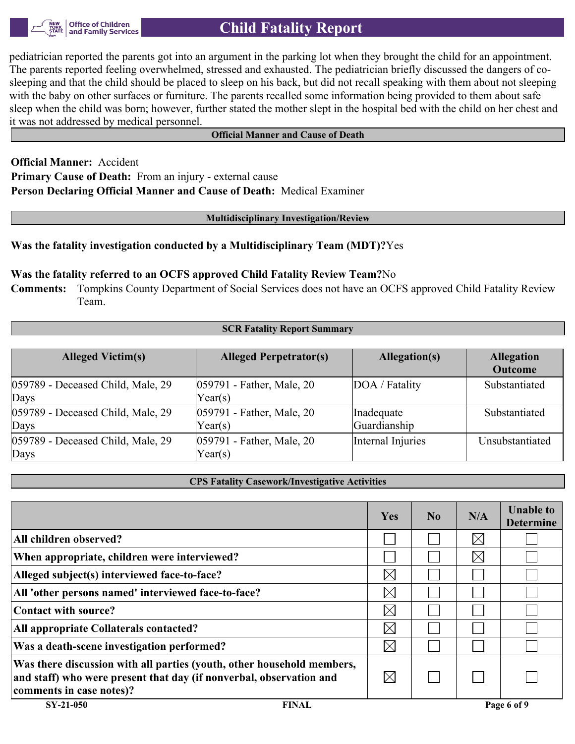pediatrician reported the parents got into an argument in the parking lot when they brought the child for an appointment. The parents reported feeling overwhelmed, stressed and exhausted. The pediatrician briefly discussed the dangers of co-sleeping and that the child should be placed to sleep on his back, but did not recall speaking with them about not sleeping with the baby on other surfaces or furniture. The parents recalled some information being provided to them about safe sleep when the child was born; however, further stated the mother slept in the hospital bed with the child on her chest and it was not addressed by medical personnel.

## Official Manner and Cause of Death

**Official Manner:** Accident
**Primary Cause of Death:** From an injury - external cause
**Person Declaring Official Manner and Cause of Death:** Medical Examiner

## Multidisciplinary Investigation/Review

**Was the fatality investigation conducted by a Multidisciplinary Team (MDT)?** Yes

**Was the fatality referred to an OCFS approved Child Fatality Review Team?** No
**Comments:** Tompkins County Department of Social Services does not have an OCFS approved Child Fatality Review Team.

## SCR Fatality Report Summary

| Alleged Victim(s) | Alleged Perpetrator(s) | Allegation(s) | Allegation Outcome |
|---|---|---|---|
| 059789 - Deceased Child, Male, 29 Days | 059791 - Father, Male, 20 Year(s) | DOA / Fatality | Substantiated |
| 059789 - Deceased Child, Male, 29 Days | 059791 - Father, Male, 20 Year(s) | Inadequate Guardianship | Substantiated |
| 059789 - Deceased Child, Male, 29 Days | 059791 - Father, Male, 20 Year(s) | Internal Injuries | Unsubstantiated |

## CPS Fatality Casework/Investigative Activities

| | Yes | No | N/A | Unable to Determine |
|---|---|---|---|---|
| **All children observed?** | ☐ | ☐ | ☒ | ☐ |
| **When appropriate, children were interviewed?** | ☐ | ☐ | ☒ | ☐ |
| **Alleged subject(s) interviewed face-to-face?** | ☒ | ☐ | ☐ | ☐ |
| **All 'other persons named' interviewed face-to-face?** | ☒ | ☐ | ☐ | ☐ |
| **Contact with source?** | ☒ | ☐ | ☐ | ☐ |
| **All appropriate Collaterals contacted?** | ☒ | ☐ | ☐ | ☐ |
| **Was a death-scene investigation performed?** | ☒ | ☐ | ☐ | ☐ |
| **Was there discussion with all parties (youth, other household members, and staff) who were present that day (if nonverbal, observation and comments in case notes)?** | ☒ | ☐ | ☐ | ☐ |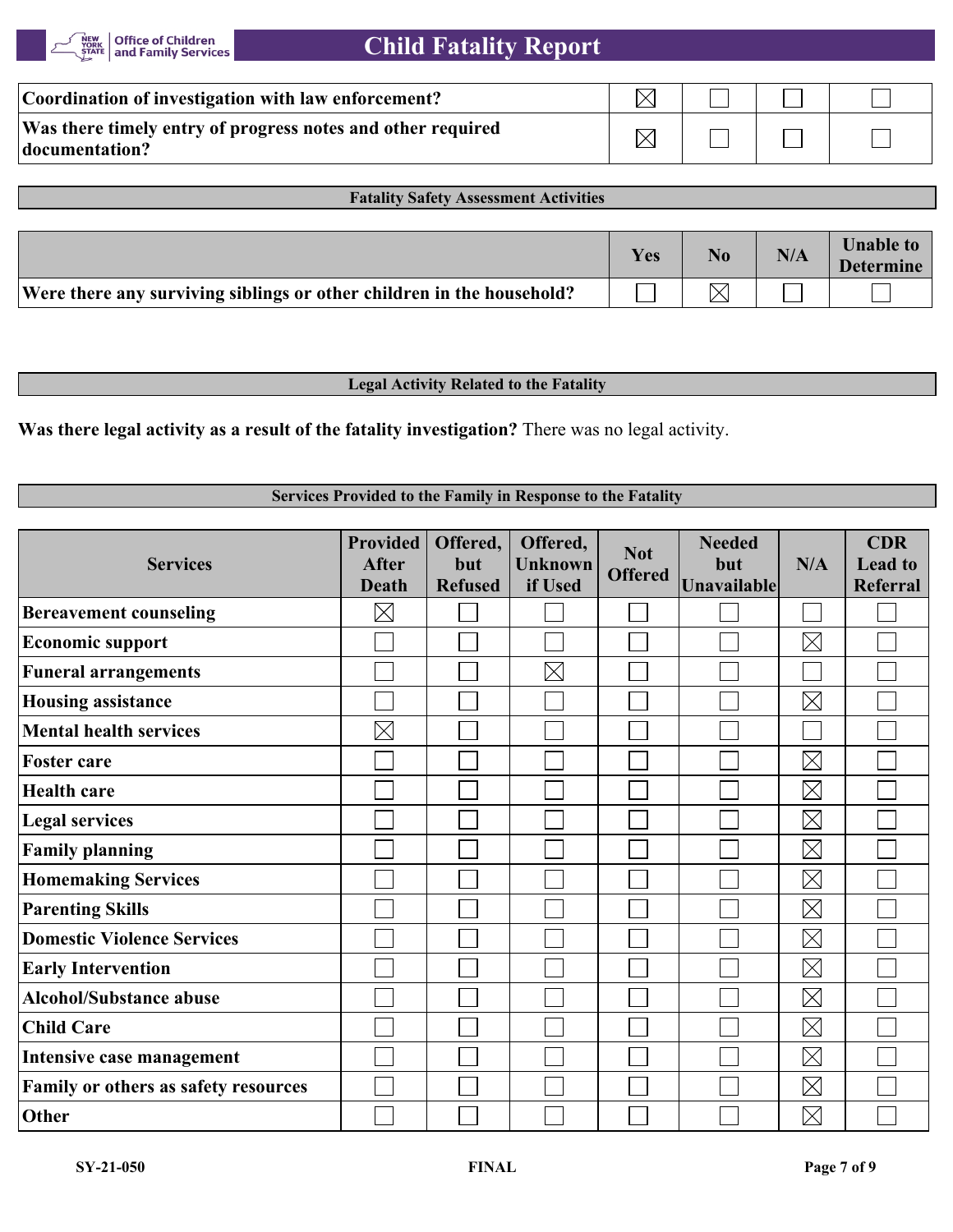| | | | | |
|---|---|---|---|---|
| **Coordination of investigation with law enforcement?** | ☒ | ☐ | ☐ | ☐ |
| **Was there timely entry of progress notes and other required documentation?** | ☒ | ☐ | ☐ | ☐ |

**Fatality Safety Assessment Activities**

| | Yes | No | N/A | Unable to Determine |
|---|---|---|---|---|
| **Were there any surviving siblings or other children in the household?** | ☐ | ☒ | ☐ | ☐ |

**Legal Activity Related to the Fatality**

**Was there legal activity as a result of the fatality investigation?** There was no legal activity.

**Services Provided to the Family in Response to the Fatality**

| Services | Provided After Death | Offered, but Refused | Offered, Unknown if Used | Not Offered | Needed but Unavailable | N/A | CDR Lead to Referral |
|---|---|---|---|---|---|---|---|
| **Bereavement counseling** | ☒ | ☐ | ☐ | ☐ | ☐ | ☐ | ☐ |
| **Economic support** | ☐ | ☐ | ☐ | ☐ | ☐ | ☒ | ☐ |
| **Funeral arrangements** | ☐ | ☐ | ☒ | ☐ | ☐ | ☐ | ☐ |
| **Housing assistance** | ☐ | ☐ | ☐ | ☐ | ☐ | ☒ | ☐ |
| **Mental health services** | ☒ | ☐ | ☐ | ☐ | ☐ | ☐ | ☐ |
| **Foster care** | ☐ | ☐ | ☐ | ☐ | ☐ | ☒ | ☐ |
| **Health care** | ☐ | ☐ | ☐ | ☐ | ☐ | ☒ | ☐ |
| **Legal services** | ☐ | ☐ | ☐ | ☐ | ☐ | ☒ | ☐ |
| **Family planning** | ☐ | ☐ | ☐ | ☐ | ☐ | ☒ | ☐ |
| **Homemaking Services** | ☐ | ☐ | ☐ | ☐ | ☐ | ☒ | ☐ |
| **Parenting Skills** | ☐ | ☐ | ☐ | ☐ | ☐ | ☒ | ☐ |
| **Domestic Violence Services** | ☐ | ☐ | ☐ | ☐ | ☐ | ☒ | ☐ |
| **Early Intervention** | ☐ | ☐ | ☐ | ☐ | ☐ | ☒ | ☐ |
| **Alcohol/Substance abuse** | ☐ | ☐ | ☐ | ☐ | ☐ | ☒ | ☐ |
| **Child Care** | ☐ | ☐ | ☐ | ☐ | ☐ | ☒ | ☐ |
| **Intensive case management** | ☐ | ☐ | ☐ | ☐ | ☐ | ☒ | ☐ |
| **Family or others as safety resources** | ☐ | ☐ | ☐ | ☐ | ☐ | ☒ | ☐ |
| **Other** | ☐ | ☐ | ☐ | ☐ | ☐ | ☒ | ☐ |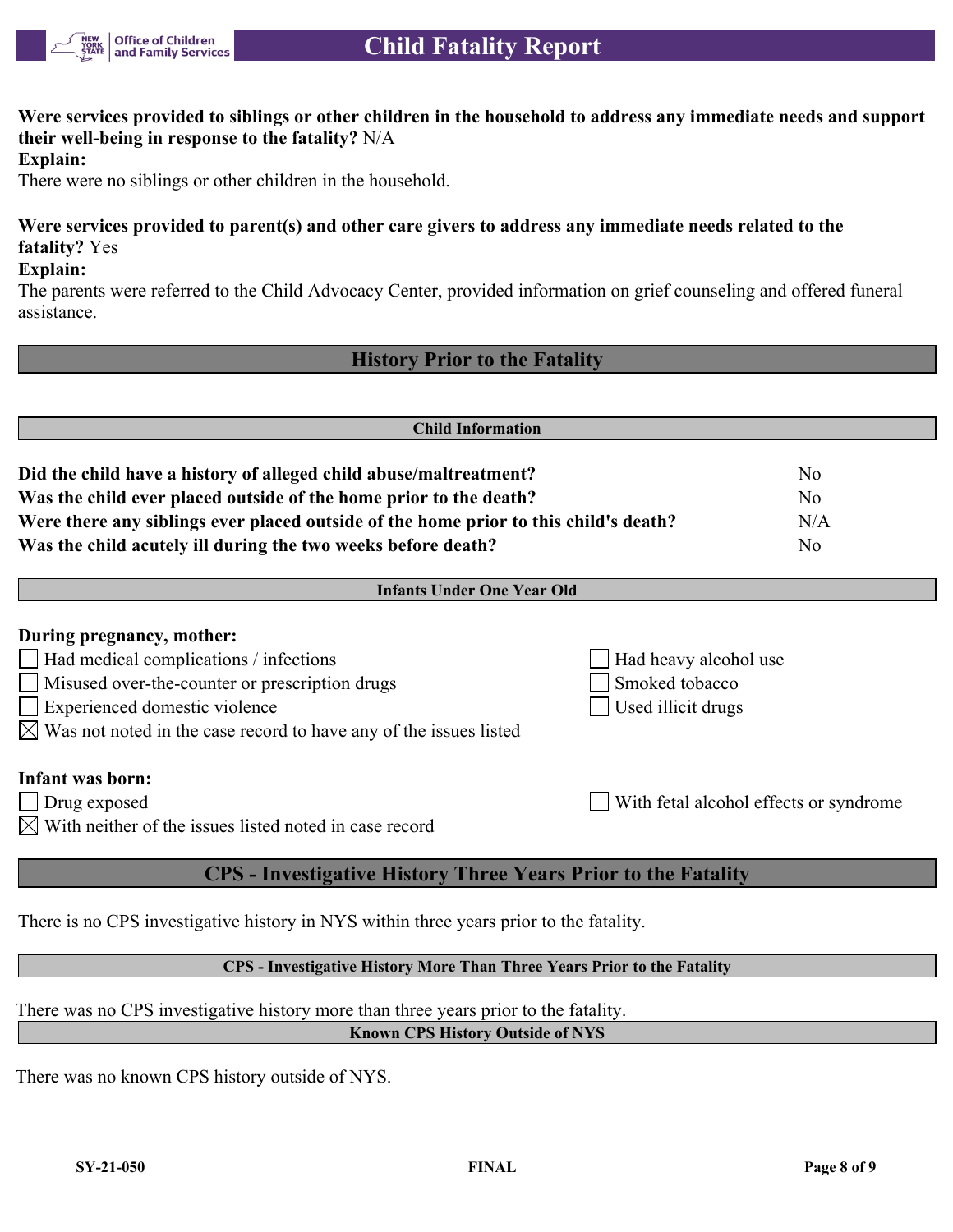**Were services provided to siblings or other children in the household to address any immediate needs and support their well-being in response to the fatality?** N/A

**Explain:**

There were no siblings or other children in the household.

**Were services provided to parent(s) and other care givers to address any immediate needs related to the fatality?** Yes

**Explain:**

The parents were referred to the Child Advocacy Center, provided information on grief counseling and offered funeral assistance.

## History Prior to the Fatality

### Child Information

| | |
|---|---|
| **Did the child have a history of alleged child abuse/maltreatment?** | No |
| **Was the child ever placed outside of the home prior to the death?** | No |
| **Were there any siblings ever placed outside of the home prior to this child's death?** | N/A |
| **Was the child acutely ill during the two weeks before death?** | No |

### Infants Under One Year Old

**During pregnancy, mother:**

- ☐ Had medical complications / infections
- ☐ Misused over-the-counter or prescription drugs
- ☐ Experienced domestic violence
- ☒ Was not noted in the case record to have any of the issues listed
- ☐ Had heavy alcohol use
- ☐ Smoked tobacco
- ☐ Used illicit drugs

**Infant was born:**

- ☐ Drug exposed
- ☒ With neither of the issues listed noted in case record
- ☐ With fetal alcohol effects or syndrome

## CPS - Investigative History Three Years Prior to the Fatality

There is no CPS investigative history in NYS within three years prior to the fatality.

### CPS - Investigative History More Than Three Years Prior to the Fatality

There was no CPS investigative history more than three years prior to the fatality.

### Known CPS History Outside of NYS

There was no known CPS history outside of NYS.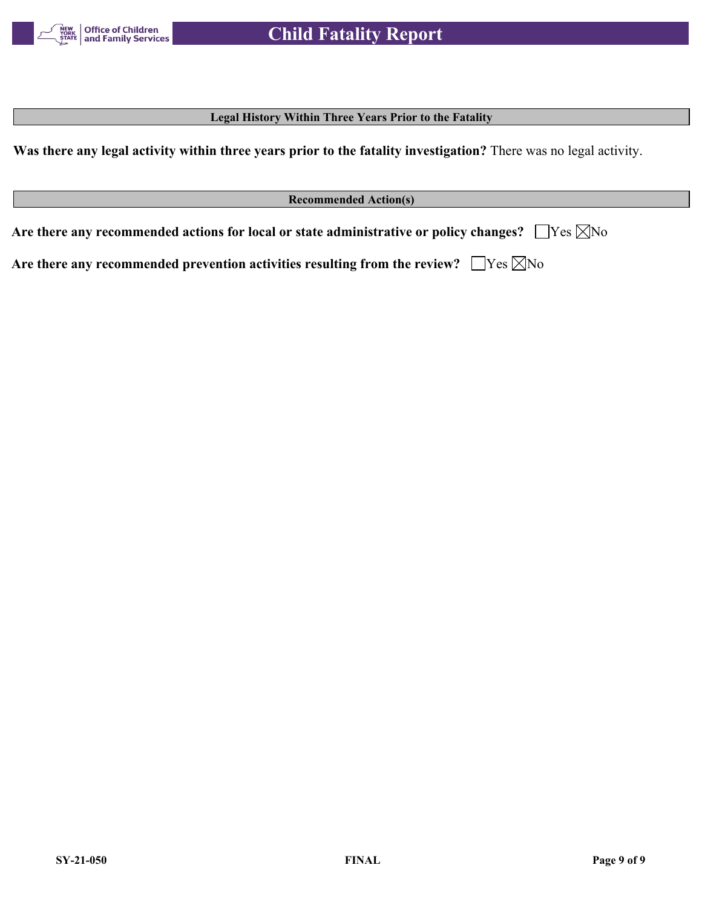## Legal History Within Three Years Prior to the Fatality

**Was there any legal activity within three years prior to the fatality investigation?** There was no legal activity.

## Recommended Action(s)

**Are there any recommended actions for local or state administrative or policy changes?** ☐Yes ☒No

**Are there any recommended prevention activities resulting from the review?** ☐Yes ☒No